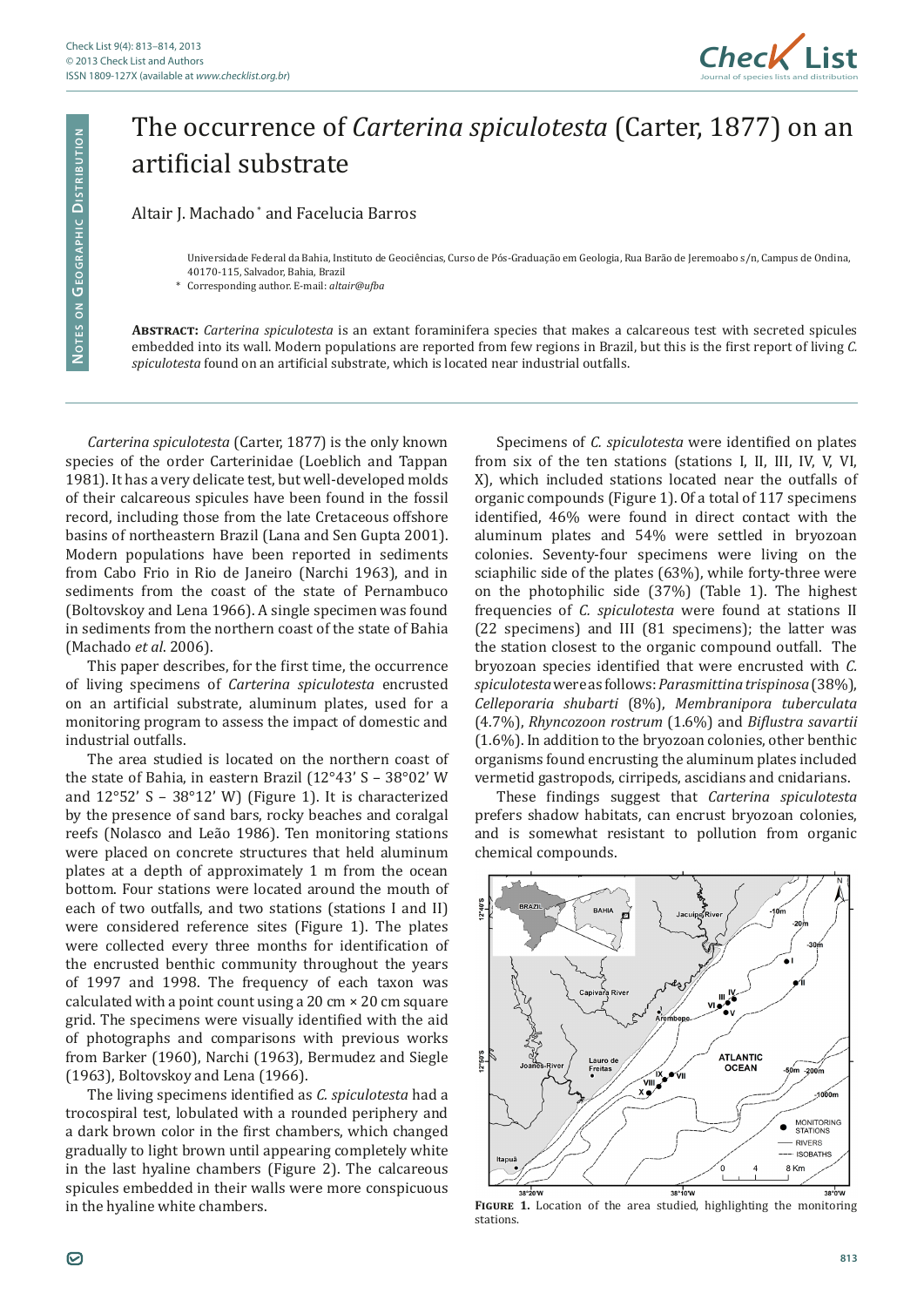# The occurrence of *Carterina spiculotesta* (Carter, 1877) on an artificial substrate

Altair J. Machado* and Facelucia Barros

Universidade Federal da Bahia, Instituto de Geociências, Curso de Pós-Graduação em Geologia, Rua Barão de Jeremoabo s/n, Campus de Ondina, 40170-115, Salvador, Bahia, Brazil

\* Corresponding author. E-mail: *altair@ufba*

**Abstract:** *Carterina spiculotesta* is an extant foraminifera species that makes a calcareous test with secreted spicules embedded into its wall. Modern populations are reported from few regions in Brazil, but this is the first report of living *C. spiculotesta* found on an artificial substrate, which is located near industrial outfalls.

*Carterina spiculotesta* (Carter, 1877) is the only known species of the order Carterinidae (Loeblich and Tappan 1981). It has a very delicate test, but well-developed molds of their calcareous spicules have been found in the fossil record, including those from the late Cretaceous offshore basins of northeastern Brazil (Lana and Sen Gupta 2001). Modern populations have been reported in sediments from Cabo Frio in Rio de Janeiro (Narchi 1963), and in sediments from the coast of the state of Pernambuco (Boltovskoy and Lena 1966). A single specimen was found in sediments from the northern coast of the state of Bahia (Machado *et al*. 2006).

This paper describes, for the first time, the occurrence of living specimens of *Carterina spiculotesta* encrusted on an artificial substrate, aluminum plates, used for a monitoring program to assess the impact of domestic and industrial outfalls.

The area studied is located on the northern coast of the state of Bahia, in eastern Brazil (12°43' S – 38°02' W and 12°52' S – 38°12' W) (Figure 1). It is characterized by the presence of sand bars, rocky beaches and coralgal reefs (Nolasco and Leão 1986). Ten monitoring stations were placed on concrete structures that held aluminum plates at a depth of approximately 1 m from the ocean bottom. Four stations were located around the mouth of each of two outfalls, and two stations (stations I and II) were considered reference sites (Figure 1). The plates were collected every three months for identification of the encrusted benthic community throughout the years of 1997 and 1998. The frequency of each taxon was calculated with a point count using a 20 cm × 20 cm square grid. The specimens were visually identified with the aid of photographs and comparisons with previous works from Barker (1960), Narchi (1963), Bermudez and Siegle (1963), Boltovskoy and Lena (1966).

The living specimens identified as *C. spiculotesta* had a trocospiral test, lobulated with a rounded periphery and a dark brown color in the first chambers, which changed gradually to light brown until appearing completely white in the last hyaline chambers (Figure 2). The calcareous spicules embedded in their walls were more conspicuous in the hyaline white chambers.

Specimens of *C. spiculotesta* were identified on plates from six of the ten stations (stations I, II, III, IV, V, VI, X), which included stations located near the outfalls of organic compounds (Figure 1). Of a total of 117 specimens identified, 46% were found in direct contact with the aluminum plates and 54% were settled in bryozoan colonies. Seventy-four specimens were living on the sciaphilic side of the plates (63%), while forty-three were on the photophilic side (37%) (Table 1). The highest frequencies of *C. spiculotesta* were found at stations II (22 specimens) and III (81 specimens); the latter was the station closest to the organic compound outfall. The bryozoan species identified that were encrusted with *C. spiculotesta* were as follows: *Parasmittina trispinosa* (38%), *Celleporaria shubarti* (8%), *Membranipora tuberculata* (4.7%), *Rhyncozoon rostrum* (1.6%) and *Biflustra savartii* (1.6%). In addition to the bryozoan colonies, other benthic organisms found encrusting the aluminum plates included vermetid gastropods, cirripeds, ascidians and cnidarians.

These findings suggest that *Carterina spiculotesta* prefers shadow habitats, can encrust bryozoan colonies, and is somewhat resistant to pollution from organic chemical compounds.

**Figure 1.** Location of the area studied, highlighting the monitoring stations.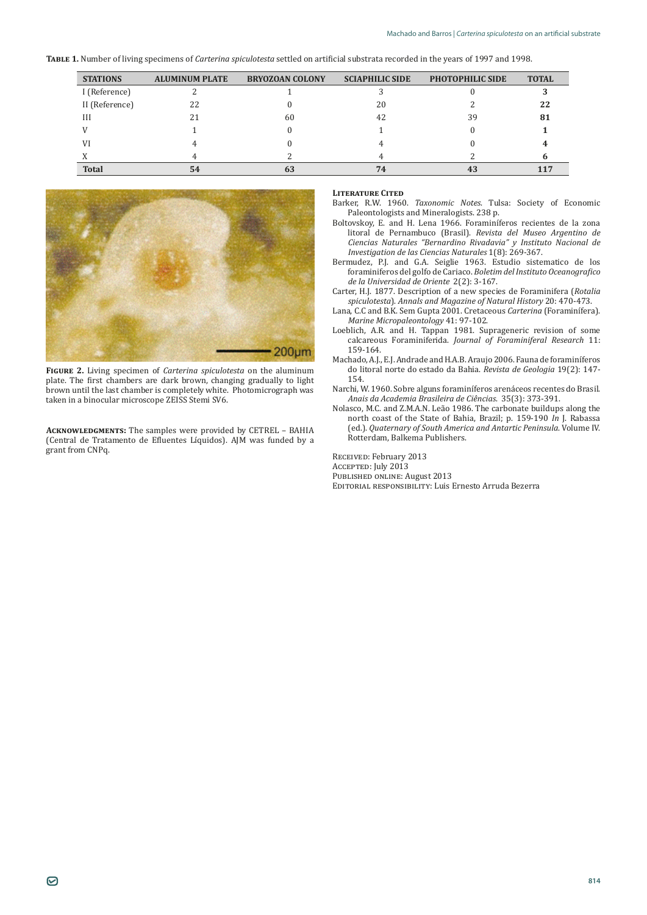**Table 1.** Number of living specimens of *Carterina spiculotesta* settled on artificial substrata recorded in the years of 1997 and 1998.

| STATIONS | ALUMINUM PLATE | BRYOZOAN COLONY | SCIAPHILIC SIDE | PHOTOPHILIC SIDE | TOTAL |
|---|---|---|---|---|---|
| I (Reference) | 2 | 1 | 3 | 0 | **3** |
| II (Reference) | 22 | 0 | 20 | 2 | **22** |
| III | 21 | 60 | 42 | 39 | **81** |
| V | 1 | 0 | 1 | 0 | **1** |
| VI | 4 | 0 | 4 | 0 | **4** |
| X | 4 | 2 | 4 | 2 | **6** |
| **Total** | **54** | **63** | **74** | **43** | **117** |

**Figure 2.** Living specimen of *Carterina spiculotesta* on the aluminum plate. The first chambers are dark brown, changing gradually to light brown until the last chamber is completely white. Photomicrograph was taken in a binocular microscope ZEISS Stemi SV6.

**Acknowledgments:** The samples were provided by CETREL – BAHIA (Central de Tratamento de Efluentes Líquidos). AJM was funded by a grant from CNPq.

## Literature Cited

Barker, R.W. 1960. *Taxonomic Notes*. Tulsa: Society of Economic Paleontologists and Mineralogists. 238 p.

Boltovskoy, E. and H. Lena 1966. Foraminíferos recientes de la zona litoral de Pernambuco (Brasil). *Revista del Museo Argentino de Ciencias Naturales "Bernardino Rivadavia" y Instituto Nacional de Investigation de las Ciencias Naturales* 1(8): 269-367.

Bermudez, P.J. and G.A. Seiglie 1963. Estudio sistematico de los foraminiferos del golfo de Cariaco. *Boletim del Instituto Oceanografico de la Universidad de Oriente* 2(2): 3-167.

Carter, H.J. 1877. Description of a new species de Foraminifera (*Rotalia spiculotesta*). *Annals and Magazine of Natural History* 20: 470-473.

Lana, C.C and B.K. Sem Gupta 2001. Cretaceous *Carterina* (Foraminífera). *Marine Micropaleontology* 41: 97-102.

Loeblich, A.R. and H. Tappan 1981. Suprageneric revision of some calcareous Foraminiferida. *Journal of Foraminiferal Research* 11: 159-164.

Machado, A.J., E.J. Andrade and H.A.B. Araujo 2006. Fauna de foraminíferos do litoral norte do estado da Bahia. *Revista de Geologia* 19(2): 147-154.

Narchi, W. 1960. Sobre alguns foraminíferos arenáceos recentes do Brasil. *Anais da Academia Brasileira de Ciências*. 35(3): 373-391.

Nolasco, M.C. and Z.M.A.N. Leão 1986. The carbonate buildups along the north coast of the State of Bahia, Brazil; p. 159-190 *In* J. Rabassa (ed.). *Quaternary of South America and Antartic Peninsula*. Volume IV. Rotterdam, Balkema Publishers.

Received: February 2013
Accepted: July 2013
Published online: August 2013
Editorial responsibility: Luis Ernesto Arruda Bezerra